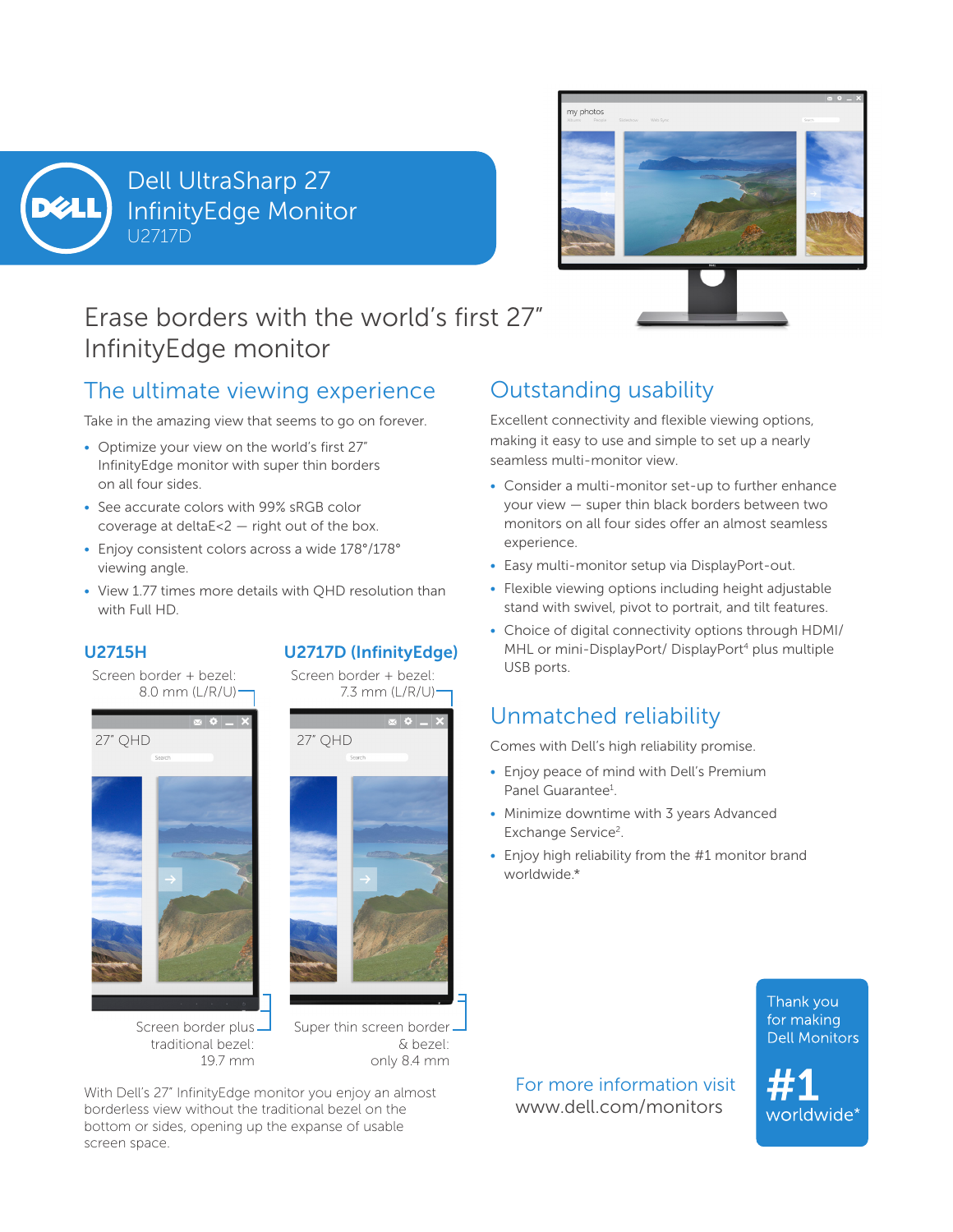# Dell UltraSharp 27 InfinityEdge Monitor

U2717D

## Erase borders with the world's first 27" InfinityEdge monitor

### The ultimate viewing experience

Take in the amazing view that seems to go on forever.

- Optimize your view on the world's first 27" InfinityEdge monitor with super thin borders on all four sides.
- See accurate colors with 99% sRGB color coverage at deltaE<2 — right out of the box.
- Enjoy consistent colors across a wide 178°/178° viewing angle.
- View 1.77 times more details with QHD resolution than with Full HD.

**U2715H**

Screen border + bezel: 8.0 mm (L/R/U)

27" QHD

Screen border plus traditional bezel: 19.7 mm

**U2717D (InfinityEdge)**

Screen border + bezel: 7.3 mm (L/R/U)

27" QHD

Super thin screen border & bezel: only 8.4 mm

With Dell's 27" InfinityEdge monitor you enjoy an almost borderless view without the traditional bezel on the bottom or sides, opening up the expanse of usable screen space.

### Outstanding usability

Excellent connectivity and flexible viewing options, making it easy to use and simple to set up a nearly seamless multi-monitor view.

- Consider a multi-monitor set-up to further enhance your view — super thin black borders between two monitors on all four sides offer an almost seamless experience.
- Easy multi-monitor setup via DisplayPort-out.
- Flexible viewing options including height adjustable stand with swivel, pivot to portrait, and tilt features.
- Choice of digital connectivity options through HDMI/ MHL or mini-DisplayPort/ DisplayPort[4] plus multiple USB ports.

### Unmatched reliability

Comes with Dell's high reliability promise.

- Enjoy peace of mind with Dell's Premium Panel Guarantee[1].
- Minimize downtime with 3 years Advanced Exchange Service[2].
- Enjoy high reliability from the #1 monitor brand worldwide.*

For more information visit www.dell.com/monitors

Thank you for making Dell Monitors #1 worldwide*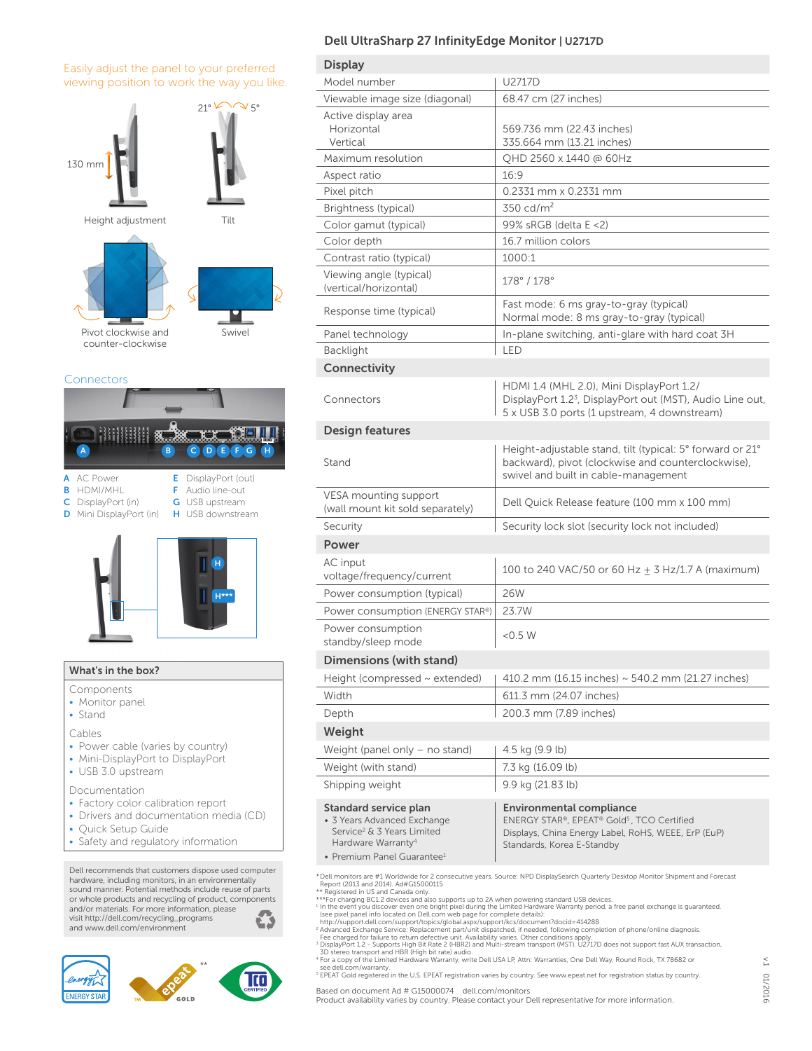# Dell UltraSharp 27 InfinityEdge Monitor | U2717D

Easily adjust the panel to your preferred viewing position to work the way you like.

130 mm

Height adjustment

21° 5°

Tilt

Pivot clockwise and counter-clockwise

Swivel

## Connectors

A AC Power
B HDMI/MHL
C DisplayPort (in)
D Mini DisplayPort (in)
E DisplayPort (out)
F Audio line-out
G USB upstream
H USB downstream

H***

## What's in the box?

Components
- Monitor panel
- Stand

Cables
- Power cable (varies by country)
- Mini-DisplayPort to DisplayPort
- USB 3.0 upstream

Documentation
- Factory color calibration report
- Drivers and documentation media (CD)
- Quick Setup Guide
- Safety and regulatory information

Dell recommends that customers dispose used computer hardware, including monitors, in an environmentally sound manner. Potential methods include reuse of parts or whole products and recycling of product, components and/or materials. For more information, please visit http://dell.com/recycling_programs and www.dell.com/environment

| | |
|---|---|
| **Display** | |
| Model number | U2717D |
| Viewable image size (diagonal) | 68.47 cm (27 inches) |
| Active display area<br>Horizontal<br>Vertical | <br>569.736 mm (22.43 inches)<br>335.664 mm (13.21 inches) |
| Maximum resolution | QHD 2560 x 1440 @ 60Hz |
| Aspect ratio | 16:9 |
| Pixel pitch | 0.2331 mm x 0.2331 mm |
| Brightness (typical) | 350 cd/m$^2$ |
| Color gamut (typical) | 99% sRGB (delta E <2) |
| Color depth | 16.7 million colors |
| Contrast ratio (typical) | 1000:1 |
| Viewing angle (typical) (vertical/horizontal) | 178° / 178° |
| Response time (typical) | Fast mode: 6 ms gray-to-gray (typical)<br>Normal mode: 8 ms gray-to-gray (typical) |
| Panel technology | In-plane switching, anti-glare with hard coat 3H |
| Backlight | LED |
| **Connectivity** | |
| Connectors | HDMI 1.4 (MHL 2.0), Mini DisplayPort 1.2/ DisplayPort 1.2[3], DisplayPort out (MST), Audio Line out, 5 x USB 3.0 ports (1 upstream, 4 downstream) |
| **Design features** | |
| Stand | Height-adjustable stand, tilt (typical: 5° forward or 21° backward), pivot (clockwise and counterclockwise), swivel and built in cable-management |
| VESA mounting support (wall mount kit sold separately) | Dell Quick Release feature (100 mm x 100 mm) |
| Security | Security lock slot (security lock not included) |
| **Power** | |
| AC input voltage/frequency/current | 100 to 240 VAC/50 or 60 Hz ± 3 Hz/1.7 A (maximum) |
| Power consumption (typical) | 26W |
| Power consumption (ENERGY STAR®) | 23.7W |
| Power consumption standby/sleep mode | <0.5 W |
| **Dimensions (with stand)** | |
| Height (compressed ~ extended) | 410.2 mm (16.15 inches) ~ 540.2 mm (21.27 inches) |
| Width | 611.3 mm (24.07 inches) |
| Depth | 200.3 mm (7.89 inches) |
| **Weight** | |
| Weight (panel only – no stand) | 4.5 kg (9.9 lb) |
| Weight (with stand) | 7.3 kg (16.09 lb) |
| Shipping weight | 9.9 kg (21.83 lb) |

**Standard service plan**
- 3 Years Advanced Exchange Service[2] & 3 Years Limited Hardware Warranty[4]
- Premium Panel Guarantee[1]

**Environmental compliance**
ENERGY STAR®, EPEAT® Gold[5], TCO Certified Displays, China Energy Label, RoHS, WEEE, ErP (EuP) Standards, Korea E-Standby

*Dell monitors are #1 Worldwide for 2 consecutive years. Source: NPD DisplaySearch Quarterly Desktop Monitor Shipment and Forecast Report (2013 and 2014). Ad#G15000115
** Registered in US and Canada only.
***For charging BC1.2 devices and also supports up to 2A when powering standard USB devices.
[1] In the event you discover even one bright pixel during the Limited Hardware Warranty period, a free panel exchange is guaranteed. (see pixel panel info located on Dell.com web page for complete details): http://support.dell.com/support/topics/global.aspx/support/kcs/document?docid=414288
[2] Advanced Exchange Service: Replacement part/unit dispatched, if needed, following completion of phone/online diagnosis. Fee charged for failure to return defective unit. Availability varies. Other conditions apply.
[3] DisplayPort 1.2 - Supports High Bit Rate 2 (HBR2) and Multi-stream transport (MST). U2717D does not support fast AUX transaction, 3D stereo transport and HBR (High bit rate) audio.
[4] For a copy of the Limited Hardware Warranty, write Dell USA LP, Attn: Warranties, One Dell Way, Round Rock, TX 78682 or see dell.com/warranty.
[5] EPEAT Gold registered in the U.S. EPEAT registration varies by country. See www.epeat.net for registration status by country.

Based on document Ad # G15000074 dell.com/monitors
Product availability varies by country. Please contact your Dell representative for more information.

v1 01/2016